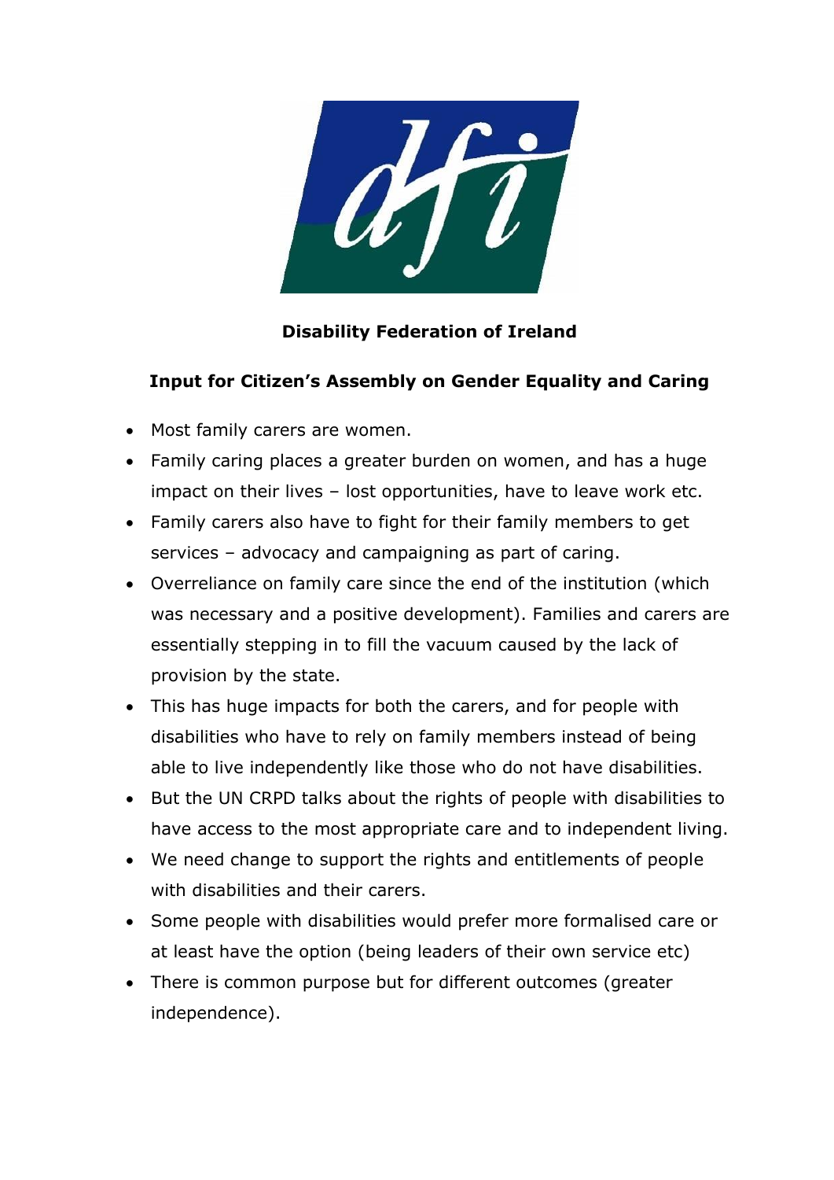**Disability Federation of Ireland**

**Input for Citizen's Assembly on Gender Equality and Caring**

- Most family carers are women.
- Family caring places a greater burden on women, and has a huge impact on their lives – lost opportunities, have to leave work etc.
- Family carers also have to fight for their family members to get services – advocacy and campaigning as part of caring.
- Overreliance on family care since the end of the institution (which was necessary and a positive development). Families and carers are essentially stepping in to fill the vacuum caused by the lack of provision by the state.
- This has huge impacts for both the carers, and for people with disabilities who have to rely on family members instead of being able to live independently like those who do not have disabilities.
- But the UN CRPD talks about the rights of people with disabilities to have access to the most appropriate care and to independent living.
- We need change to support the rights and entitlements of people with disabilities and their carers.
- Some people with disabilities would prefer more formalised care or at least have the option (being leaders of their own service etc)
- There is common purpose but for different outcomes (greater independence).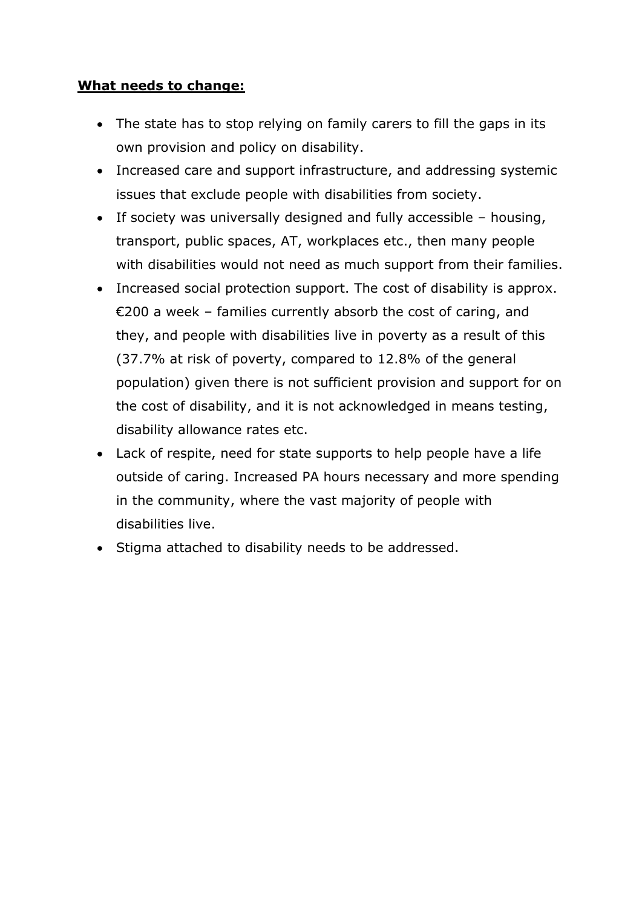**What needs to change:**

- The state has to stop relying on family carers to fill the gaps in its own provision and policy on disability.
- Increased care and support infrastructure, and addressing systemic issues that exclude people with disabilities from society.
- If society was universally designed and fully accessible – housing, transport, public spaces, AT, workplaces etc., then many people with disabilities would not need as much support from their families.
- Increased social protection support. The cost of disability is approx. €200 a week – families currently absorb the cost of caring, and they, and people with disabilities live in poverty as a result of this (37.7% at risk of poverty, compared to 12.8% of the general population) given there is not sufficient provision and support for on the cost of disability, and it is not acknowledged in means testing, disability allowance rates etc.
- Lack of respite, need for state supports to help people have a life outside of caring. Increased PA hours necessary and more spending in the community, where the vast majority of people with disabilities live.
- Stigma attached to disability needs to be addressed.